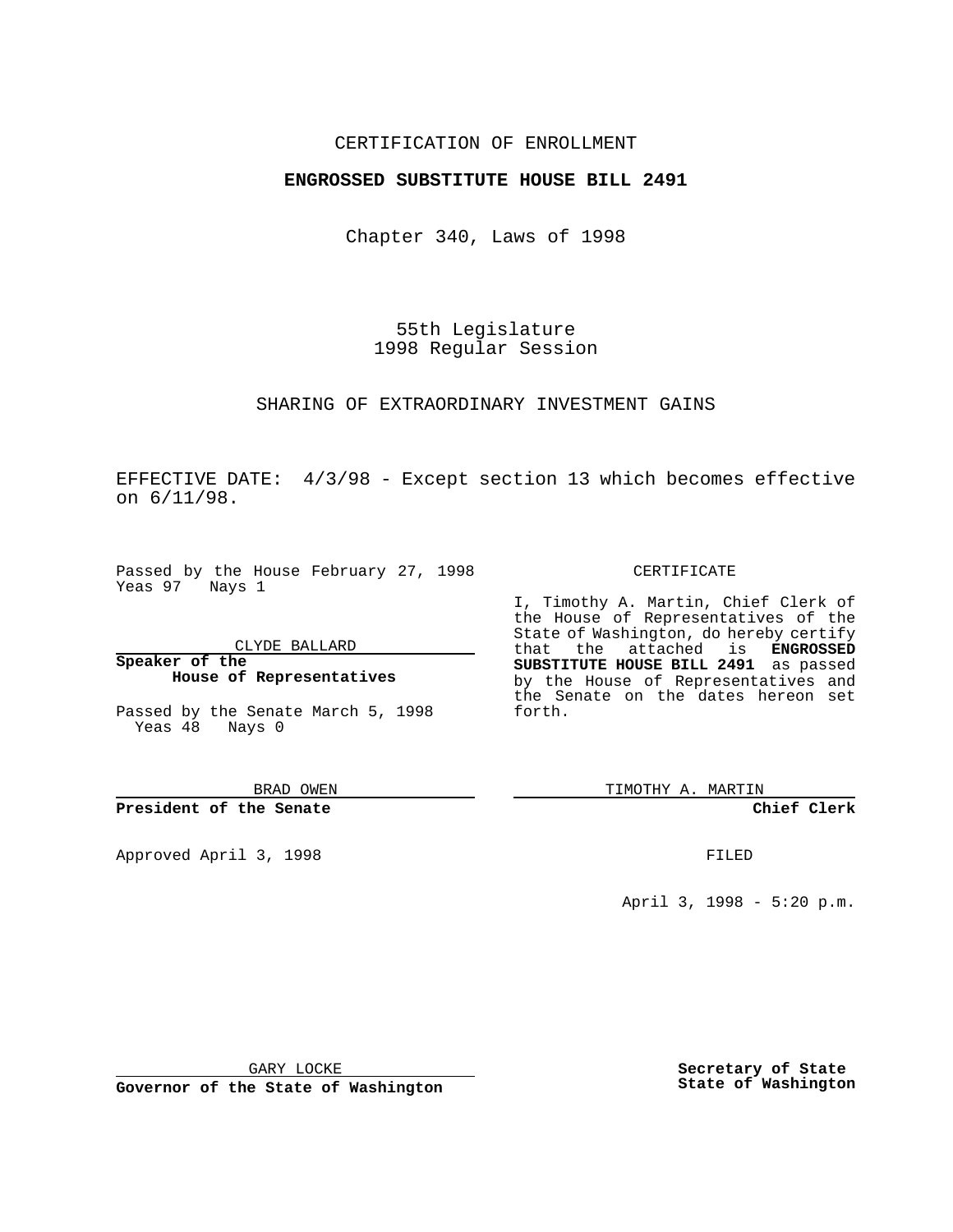CERTIFICATION OF ENROLLMENT

**ENGROSSED SUBSTITUTE HOUSE BILL 2491**

Chapter 340, Laws of 1998

55th Legislature
1998 Regular Session

SHARING OF EXTRAORDINARY INVESTMENT GAINS

EFFECTIVE DATE: 4/3/98 - Except section 13 which becomes effective on 6/11/98.

Passed by the House February 27, 1998
Yeas 97 Nays 1

CLYDE BALLARD

**Speaker of the House of Representatives**

Passed by the Senate March 5, 1998
Yeas 48 Nays 0

BRAD OWEN

**President of the Senate**

Approved April 3, 1998

GARY LOCKE

**Governor of the State of Washington**

CERTIFICATE

I, Timothy A. Martin, Chief Clerk of the House of Representatives of the State of Washington, do hereby certify that the attached is **ENGROSSED SUBSTITUTE HOUSE BILL 2491** as passed by the House of Representatives and the Senate on the dates hereon set forth.

TIMOTHY A. MARTIN

**Chief Clerk**

FILED

April 3, 1998 - 5:20 p.m.

**Secretary of State**
**State of Washington**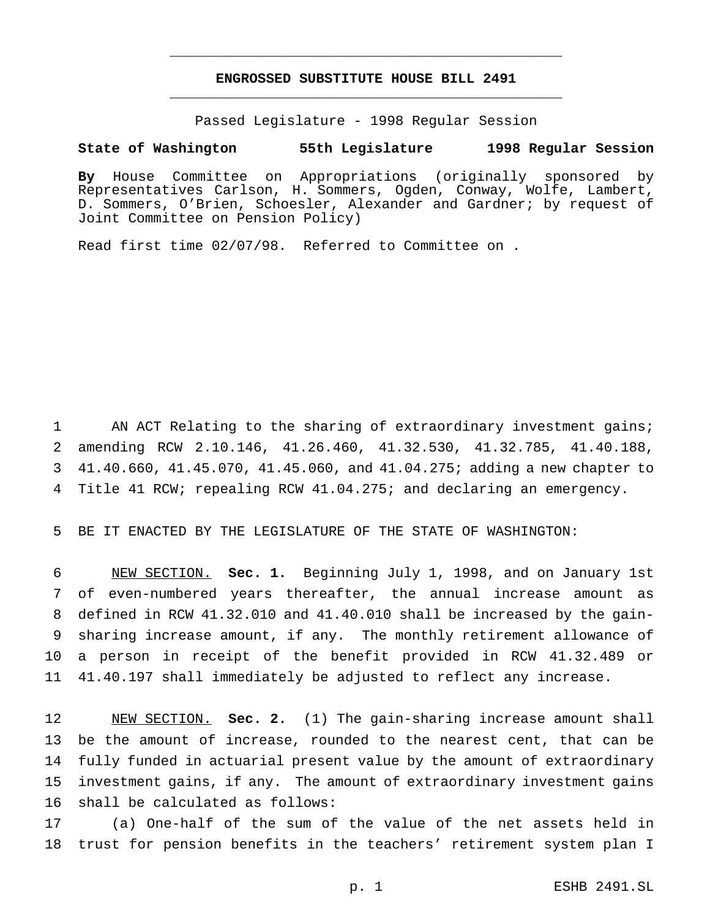# ENGROSSED SUBSTITUTE HOUSE BILL 2491

Passed Legislature - 1998 Regular Session

**State of Washington 55th Legislature 1998 Regular Session**

**By** House Committee on Appropriations (originally sponsored by Representatives Carlson, H. Sommers, Ogden, Conway, Wolfe, Lambert, D. Sommers, O'Brien, Schoesler, Alexander and Gardner; by request of Joint Committee on Pension Policy)

Read first time 02/07/98. Referred to Committee on .

AN ACT Relating to the sharing of extraordinary investment gains; amending RCW 2.10.146, 41.26.460, 41.32.530, 41.32.785, 41.40.188, 41.40.660, 41.45.070, 41.45.060, and 41.04.275; adding a new chapter to Title 41 RCW; repealing RCW 41.04.275; and declaring an emergency.

BE IT ENACTED BY THE LEGISLATURE OF THE STATE OF WASHINGTON:

NEW SECTION. **Sec. 1.** Beginning July 1, 1998, and on January 1st of even-numbered years thereafter, the annual increase amount as defined in RCW 41.32.010 and 41.40.010 shall be increased by the gain-sharing increase amount, if any. The monthly retirement allowance of a person in receipt of the benefit provided in RCW 41.32.489 or 41.40.197 shall immediately be adjusted to reflect any increase.

NEW SECTION. **Sec. 2.** (1) The gain-sharing increase amount shall be the amount of increase, rounded to the nearest cent, that can be fully funded in actuarial present value by the amount of extraordinary investment gains, if any. The amount of extraordinary investment gains shall be calculated as follows:

(a) One-half of the sum of the value of the net assets held in trust for pension benefits in the teachers' retirement system plan I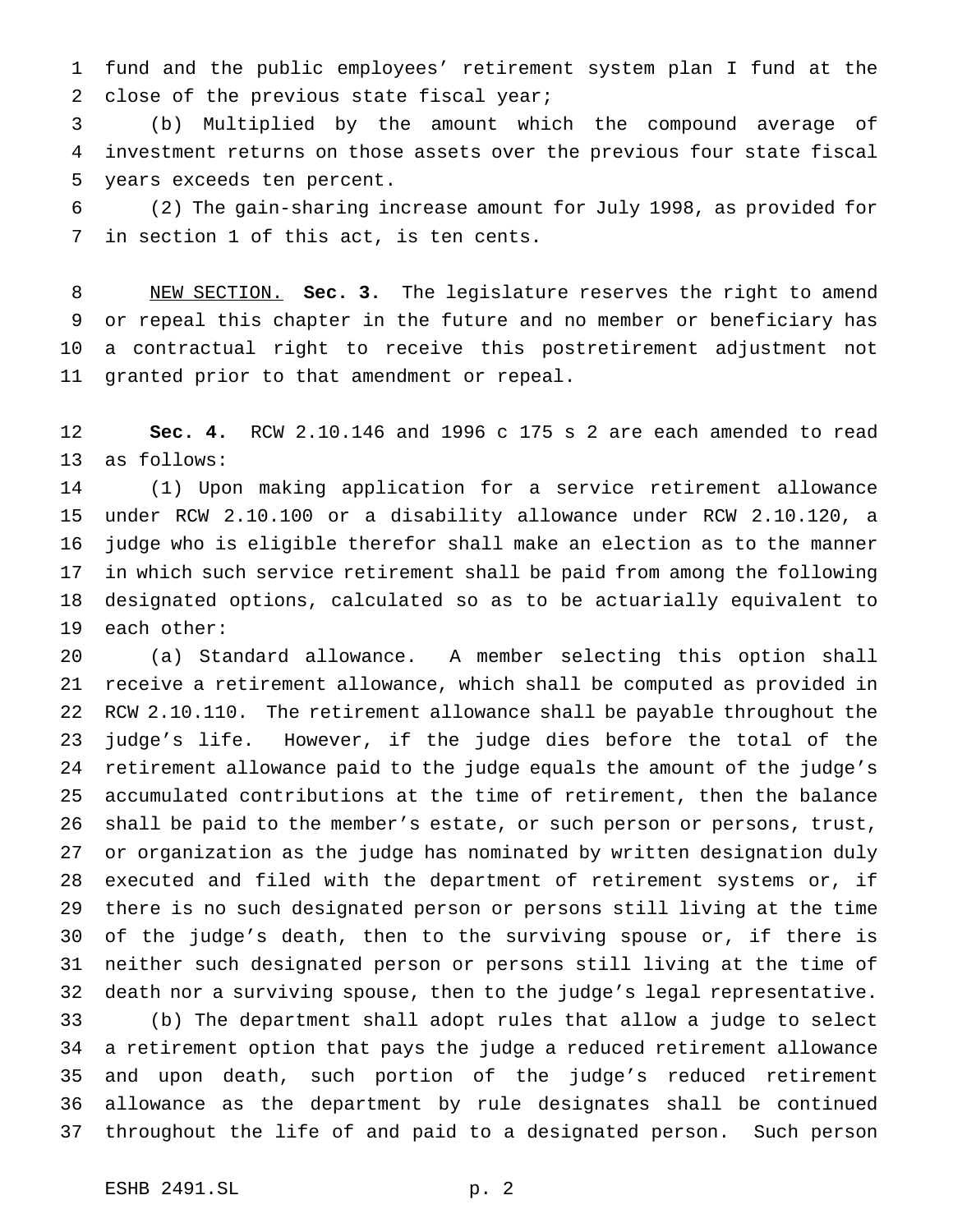fund and the public employees' retirement system plan I fund at the close of the previous state fiscal year;

(b) Multiplied by the amount which the compound average of investment returns on those assets over the previous four state fiscal years exceeds ten percent.

(2) The gain-sharing increase amount for July 1998, as provided for in section 1 of this act, is ten cents.

NEW SECTION. **Sec. 3.** The legislature reserves the right to amend or repeal this chapter in the future and no member or beneficiary has a contractual right to receive this postretirement adjustment not granted prior to that amendment or repeal.

**Sec. 4.** RCW 2.10.146 and 1996 c 175 s 2 are each amended to read as follows:

(1) Upon making application for a service retirement allowance under RCW 2.10.100 or a disability allowance under RCW 2.10.120, a judge who is eligible therefor shall make an election as to the manner in which such service retirement shall be paid from among the following designated options, calculated so as to be actuarially equivalent to each other:

(a) Standard allowance. A member selecting this option shall receive a retirement allowance, which shall be computed as provided in RCW 2.10.110. The retirement allowance shall be payable throughout the judge's life. However, if the judge dies before the total of the retirement allowance paid to the judge equals the amount of the judge's accumulated contributions at the time of retirement, then the balance shall be paid to the member's estate, or such person or persons, trust, or organization as the judge has nominated by written designation duly executed and filed with the department of retirement systems or, if there is no such designated person or persons still living at the time of the judge's death, then to the surviving spouse or, if there is neither such designated person or persons still living at the time of death nor a surviving spouse, then to the judge's legal representative.

(b) The department shall adopt rules that allow a judge to select a retirement option that pays the judge a reduced retirement allowance and upon death, such portion of the judge's reduced retirement allowance as the department by rule designates shall be continued throughout the life of and paid to a designated person. Such person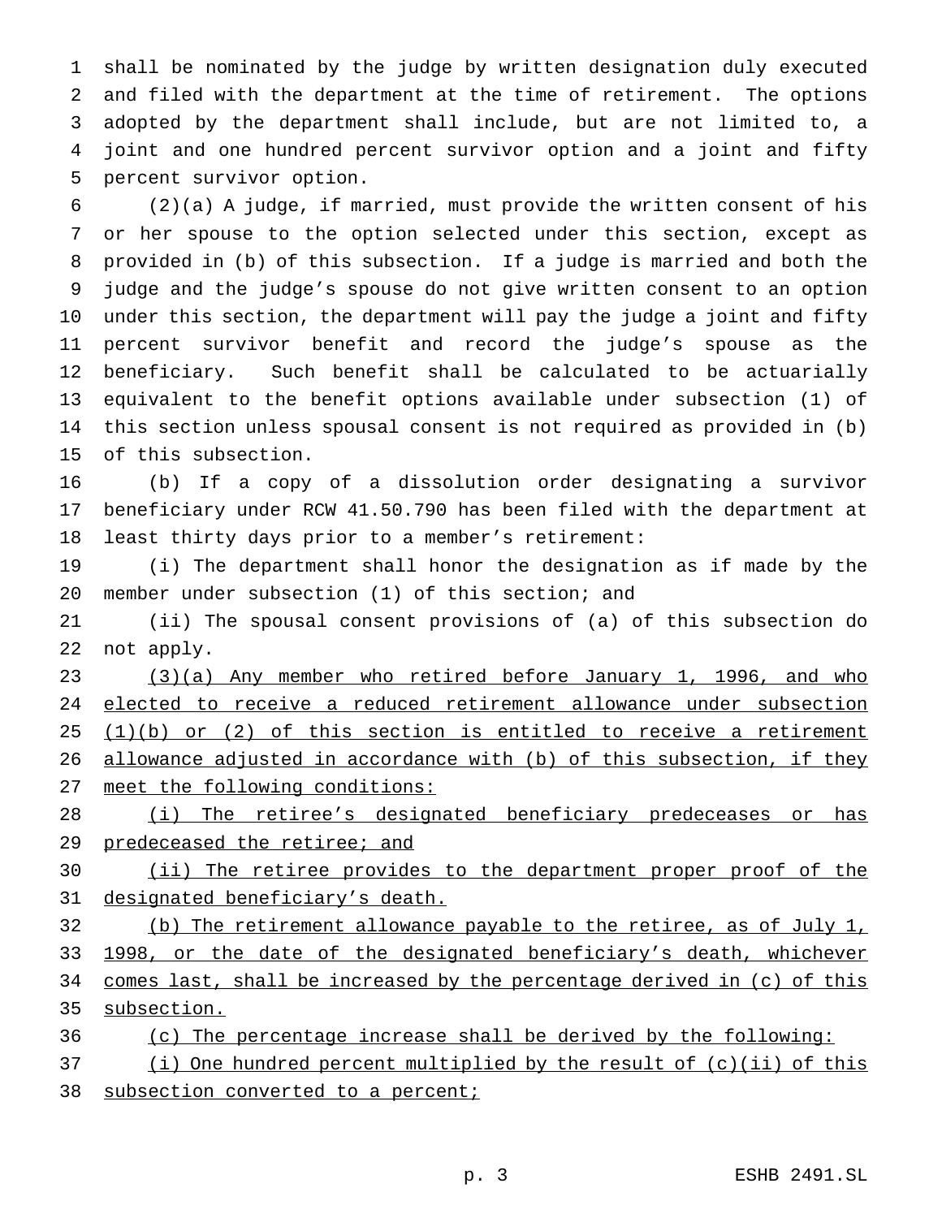shall be nominated by the judge by written designation duly executed and filed with the department at the time of retirement. The options adopted by the department shall include, but are not limited to, a joint and one hundred percent survivor option and a joint and fifty percent survivor option.

(2)(a) A judge, if married, must provide the written consent of his or her spouse to the option selected under this section, except as provided in (b) of this subsection. If a judge is married and both the judge and the judge's spouse do not give written consent to an option under this section, the department will pay the judge a joint and fifty percent survivor benefit and record the judge's spouse as the beneficiary. Such benefit shall be calculated to be actuarially equivalent to the benefit options available under subsection (1) of this section unless spousal consent is not required as provided in (b) of this subsection.

(b) If a copy of a dissolution order designating a survivor beneficiary under RCW 41.50.790 has been filed with the department at least thirty days prior to a member's retirement:

(i) The department shall honor the designation as if made by the member under subsection (1) of this section; and

(ii) The spousal consent provisions of (a) of this subsection do not apply.

<u>(3)(a) Any member who retired before January 1, 1996, and who elected to receive a reduced retirement allowance under subsection (1)(b) or (2) of this section is entitled to receive a retirement allowance adjusted in accordance with (b) of this subsection, if they meet the following conditions:</u>

<u>(i) The retiree's designated beneficiary predeceases or has predeceased the retiree; and</u>

<u>(ii) The retiree provides to the department proper proof of the designated beneficiary's death.</u>

<u>(b) The retirement allowance payable to the retiree, as of July 1, 1998, or the date of the designated beneficiary's death, whichever comes last, shall be increased by the percentage derived in (c) of this subsection.</u>

<u>(c) The percentage increase shall be derived by the following:</u>

<u>(i) One hundred percent multiplied by the result of (c)(ii) of this subsection converted to a percent;</u>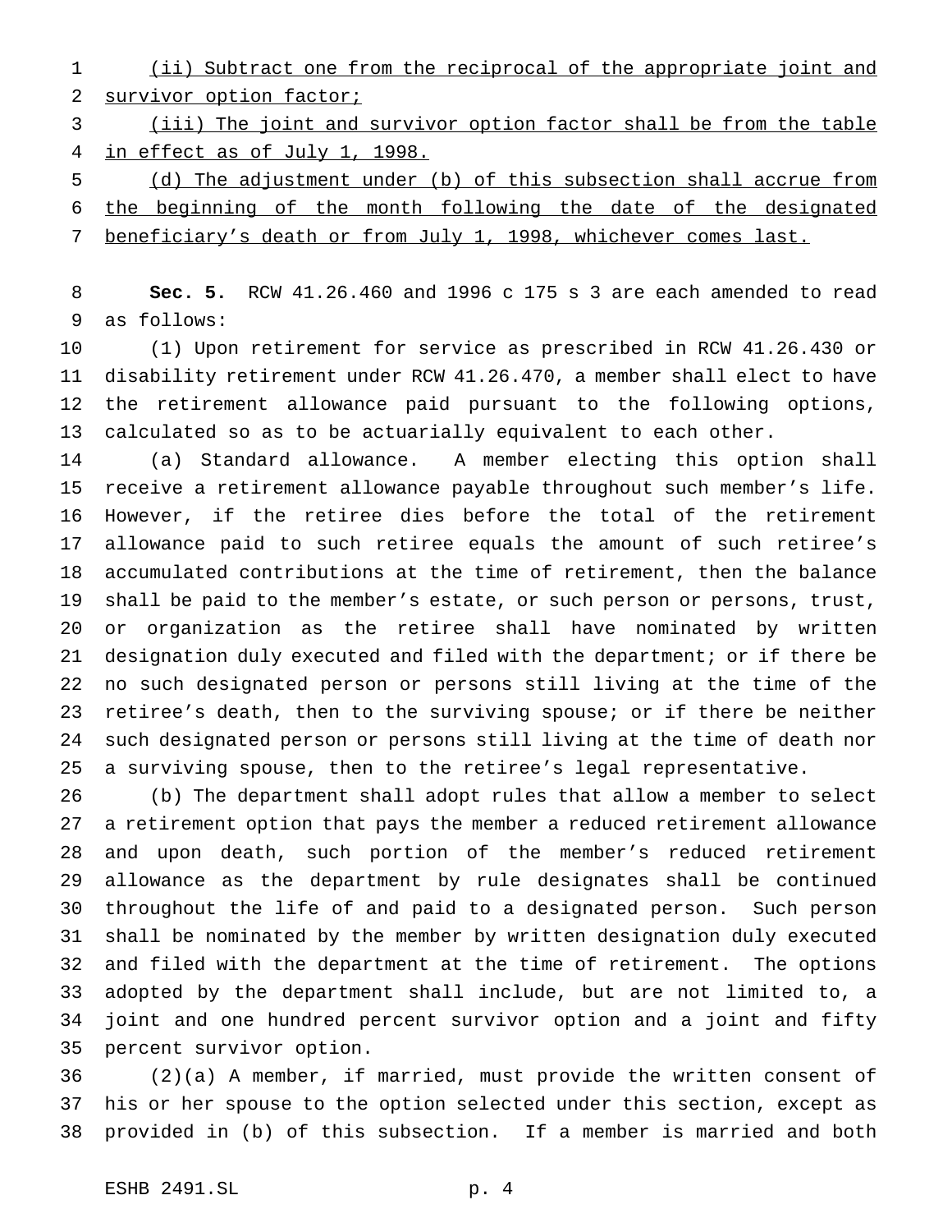(ii) Subtract one from the reciprocal of the appropriate joint and survivor option factor;

(iii) The joint and survivor option factor shall be from the table in effect as of July 1, 1998.

(d) The adjustment under (b) of this subsection shall accrue from the beginning of the month following the date of the designated beneficiary's death or from July 1, 1998, whichever comes last.

**Sec. 5.** RCW 41.26.460 and 1996 c 175 s 3 are each amended to read as follows:

(1) Upon retirement for service as prescribed in RCW 41.26.430 or disability retirement under RCW 41.26.470, a member shall elect to have the retirement allowance paid pursuant to the following options, calculated so as to be actuarially equivalent to each other.

(a) Standard allowance. A member electing this option shall receive a retirement allowance payable throughout such member's life. However, if the retiree dies before the total of the retirement allowance paid to such retiree equals the amount of such retiree's accumulated contributions at the time of retirement, then the balance shall be paid to the member's estate, or such person or persons, trust, or organization as the retiree shall have nominated by written designation duly executed and filed with the department; or if there be no such designated person or persons still living at the time of the retiree's death, then to the surviving spouse; or if there be neither such designated person or persons still living at the time of death nor a surviving spouse, then to the retiree's legal representative.

(b) The department shall adopt rules that allow a member to select a retirement option that pays the member a reduced retirement allowance and upon death, such portion of the member's reduced retirement allowance as the department by rule designates shall be continued throughout the life of and paid to a designated person. Such person shall be nominated by the member by written designation duly executed and filed with the department at the time of retirement. The options adopted by the department shall include, but are not limited to, a joint and one hundred percent survivor option and a joint and fifty percent survivor option.

(2)(a) A member, if married, must provide the written consent of his or her spouse to the option selected under this section, except as provided in (b) of this subsection. If a member is married and both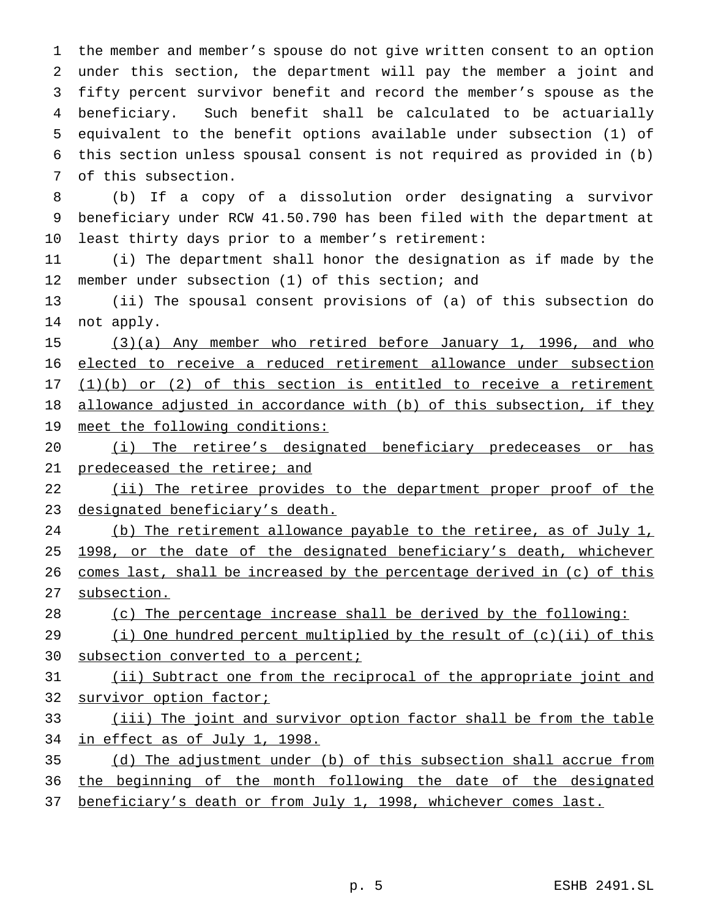the member and member's spouse do not give written consent to an option under this section, the department will pay the member a joint and fifty percent survivor benefit and record the member's spouse as the beneficiary. Such benefit shall be calculated to be actuarially equivalent to the benefit options available under subsection (1) of this section unless spousal consent is not required as provided in (b) of this subsection.

(b) If a copy of a dissolution order designating a survivor beneficiary under RCW 41.50.790 has been filed with the department at least thirty days prior to a member's retirement:

(i) The department shall honor the designation as if made by the member under subsection (1) of this section; and

(ii) The spousal consent provisions of (a) of this subsection do not apply.

(3)(a) Any member who retired before January 1, 1996, and who elected to receive a reduced retirement allowance under subsection (1)(b) or (2) of this section is entitled to receive a retirement allowance adjusted in accordance with (b) of this subsection, if they meet the following conditions:

(i) The retiree's designated beneficiary predeceases or has predeceased the retiree; and

(ii) The retiree provides to the department proper proof of the designated beneficiary's death.

(b) The retirement allowance payable to the retiree, as of July 1, 1998, or the date of the designated beneficiary's death, whichever comes last, shall be increased by the percentage derived in (c) of this subsection.

(c) The percentage increase shall be derived by the following:

(i) One hundred percent multiplied by the result of (c)(ii) of this subsection converted to a percent;

(ii) Subtract one from the reciprocal of the appropriate joint and survivor option factor;

(iii) The joint and survivor option factor shall be from the table in effect as of July 1, 1998.

(d) The adjustment under (b) of this subsection shall accrue from the beginning of the month following the date of the designated beneficiary's death or from July 1, 1998, whichever comes last.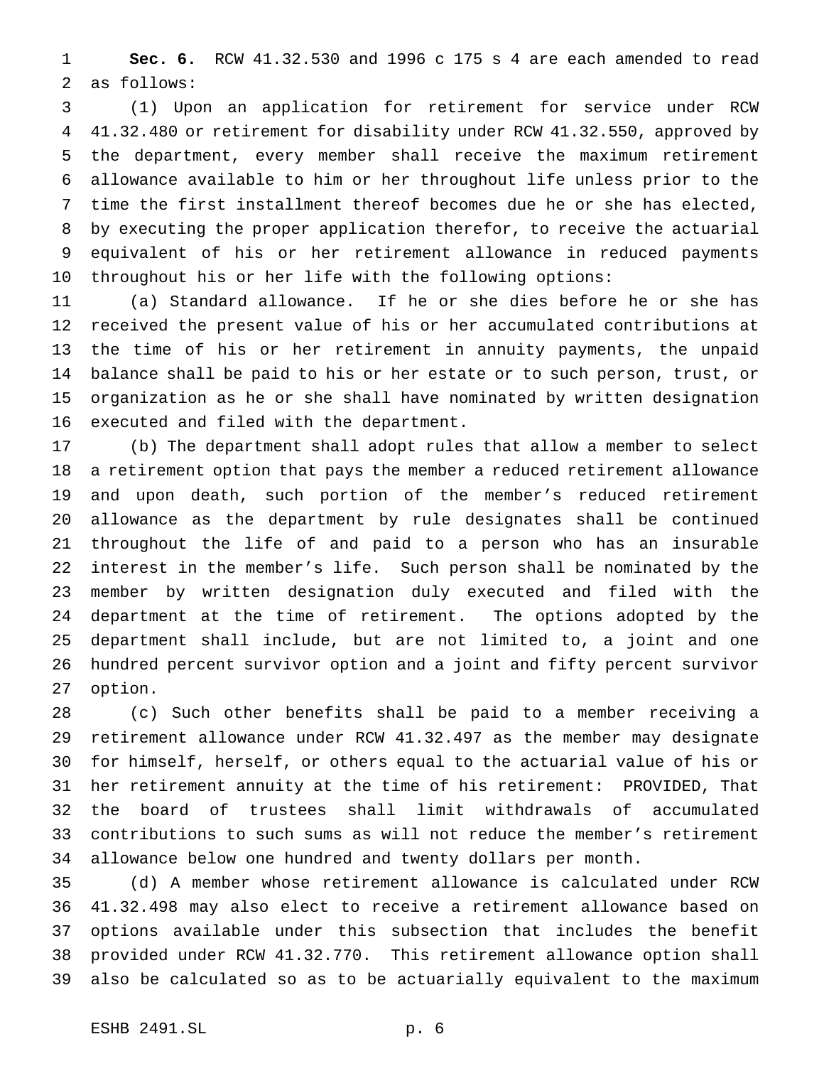**Sec. 6.** RCW 41.32.530 and 1996 c 175 s 4 are each amended to read as follows:

(1) Upon an application for retirement for service under RCW 41.32.480 or retirement for disability under RCW 41.32.550, approved by the department, every member shall receive the maximum retirement allowance available to him or her throughout life unless prior to the time the first installment thereof becomes due he or she has elected, by executing the proper application therefor, to receive the actuarial equivalent of his or her retirement allowance in reduced payments throughout his or her life with the following options:

(a) Standard allowance. If he or she dies before he or she has received the present value of his or her accumulated contributions at the time of his or her retirement in annuity payments, the unpaid balance shall be paid to his or her estate or to such person, trust, or organization as he or she shall have nominated by written designation executed and filed with the department.

(b) The department shall adopt rules that allow a member to select a retirement option that pays the member a reduced retirement allowance and upon death, such portion of the member's reduced retirement allowance as the department by rule designates shall be continued throughout the life of and paid to a person who has an insurable interest in the member's life. Such person shall be nominated by the member by written designation duly executed and filed with the department at the time of retirement. The options adopted by the department shall include, but are not limited to, a joint and one hundred percent survivor option and a joint and fifty percent survivor option.

(c) Such other benefits shall be paid to a member receiving a retirement allowance under RCW 41.32.497 as the member may designate for himself, herself, or others equal to the actuarial value of his or her retirement annuity at the time of his retirement: PROVIDED, That the board of trustees shall limit withdrawals of accumulated contributions to such sums as will not reduce the member's retirement allowance below one hundred and twenty dollars per month.

(d) A member whose retirement allowance is calculated under RCW 41.32.498 may also elect to receive a retirement allowance based on options available under this subsection that includes the benefit provided under RCW 41.32.770. This retirement allowance option shall also be calculated so as to be actuarially equivalent to the maximum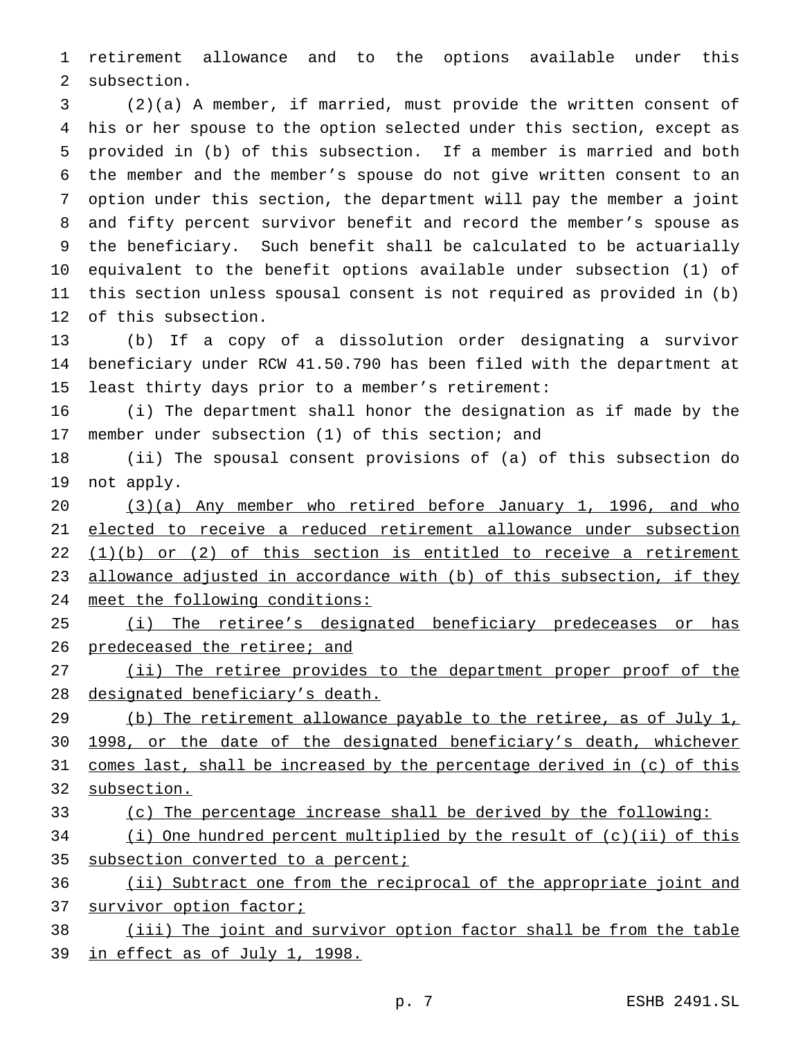retirement allowance and to the options available under this subsection.

(2)(a) A member, if married, must provide the written consent of his or her spouse to the option selected under this section, except as provided in (b) of this subsection. If a member is married and both the member and the member's spouse do not give written consent to an option under this section, the department will pay the member a joint and fifty percent survivor benefit and record the member's spouse as the beneficiary. Such benefit shall be calculated to be actuarially equivalent to the benefit options available under subsection (1) of this section unless spousal consent is not required as provided in (b) of this subsection.

(b) If a copy of a dissolution order designating a survivor beneficiary under RCW 41.50.790 has been filed with the department at least thirty days prior to a member's retirement:

(i) The department shall honor the designation as if made by the member under subsection (1) of this section; and

(ii) The spousal consent provisions of (a) of this subsection do not apply.

(3)(a) Any member who retired before January 1, 1996, and who elected to receive a reduced retirement allowance under subsection (1)(b) or (2) of this section is entitled to receive a retirement allowance adjusted in accordance with (b) of this subsection, if they meet the following conditions:

(i) The retiree's designated beneficiary predeceases or has predeceased the retiree; and

(ii) The retiree provides to the department proper proof of the designated beneficiary's death.

(b) The retirement allowance payable to the retiree, as of July 1, 1998, or the date of the designated beneficiary's death, whichever comes last, shall be increased by the percentage derived in (c) of this subsection.

(c) The percentage increase shall be derived by the following:

(i) One hundred percent multiplied by the result of (c)(ii) of this subsection converted to a percent;

(ii) Subtract one from the reciprocal of the appropriate joint and survivor option factor;

(iii) The joint and survivor option factor shall be from the table in effect as of July 1, 1998.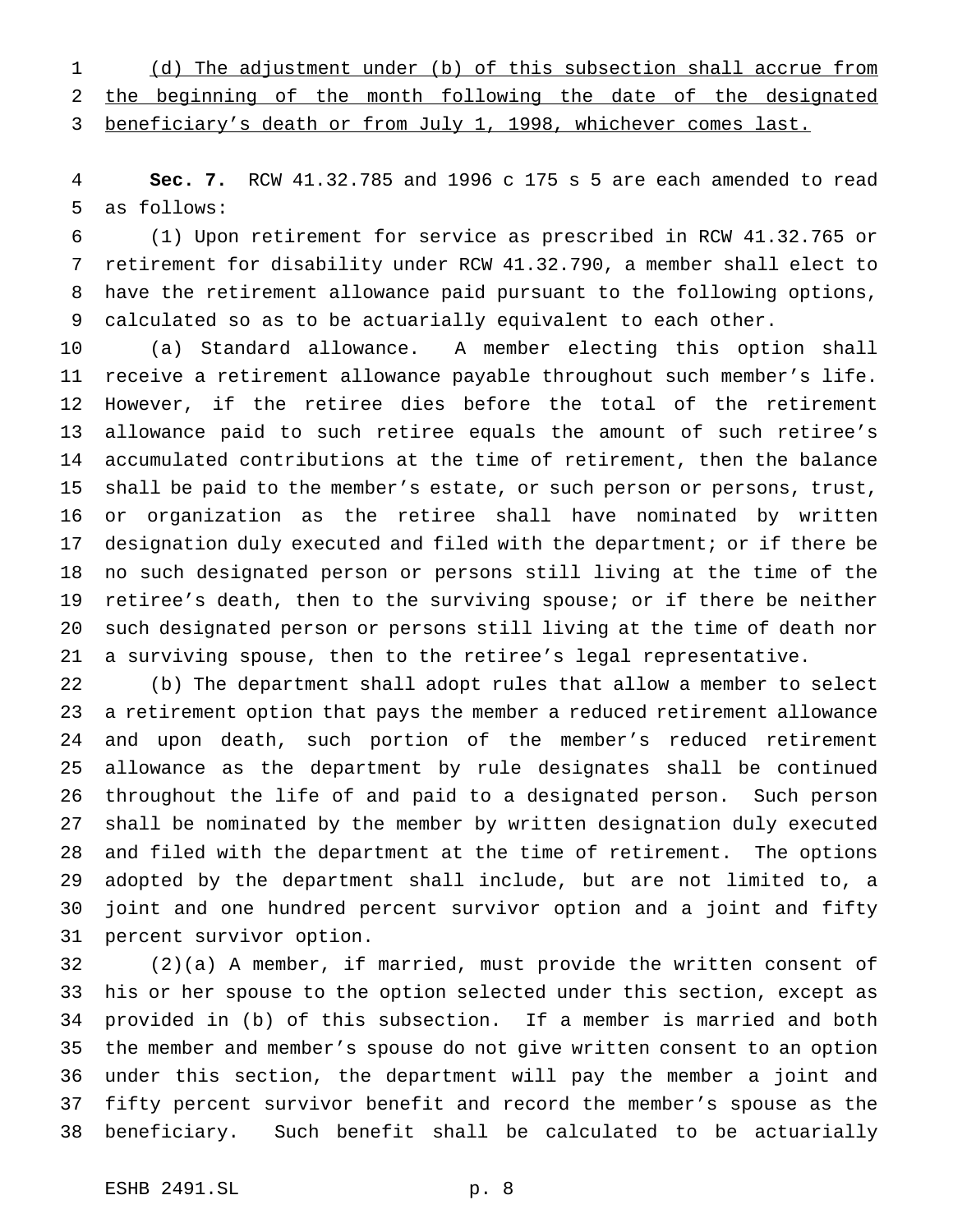(d) The adjustment under (b) of this subsection shall accrue from the beginning of the month following the date of the designated beneficiary's death or from July 1, 1998, whichever comes last.

**Sec. 7.** RCW 41.32.785 and 1996 c 175 s 5 are each amended to read as follows:

(1) Upon retirement for service as prescribed in RCW 41.32.765 or retirement for disability under RCW 41.32.790, a member shall elect to have the retirement allowance paid pursuant to the following options, calculated so as to be actuarially equivalent to each other.

(a) Standard allowance. A member electing this option shall receive a retirement allowance payable throughout such member's life. However, if the retiree dies before the total of the retirement allowance paid to such retiree equals the amount of such retiree's accumulated contributions at the time of retirement, then the balance shall be paid to the member's estate, or such person or persons, trust, or organization as the retiree shall have nominated by written designation duly executed and filed with the department; or if there be no such designated person or persons still living at the time of the retiree's death, then to the surviving spouse; or if there be neither such designated person or persons still living at the time of death nor a surviving spouse, then to the retiree's legal representative.

(b) The department shall adopt rules that allow a member to select a retirement option that pays the member a reduced retirement allowance and upon death, such portion of the member's reduced retirement allowance as the department by rule designates shall be continued throughout the life of and paid to a designated person. Such person shall be nominated by the member by written designation duly executed and filed with the department at the time of retirement. The options adopted by the department shall include, but are not limited to, a joint and one hundred percent survivor option and a joint and fifty percent survivor option.

(2)(a) A member, if married, must provide the written consent of his or her spouse to the option selected under this section, except as provided in (b) of this subsection. If a member is married and both the member and member's spouse do not give written consent to an option under this section, the department will pay the member a joint and fifty percent survivor benefit and record the member's spouse as the beneficiary. Such benefit shall be calculated to be actuarially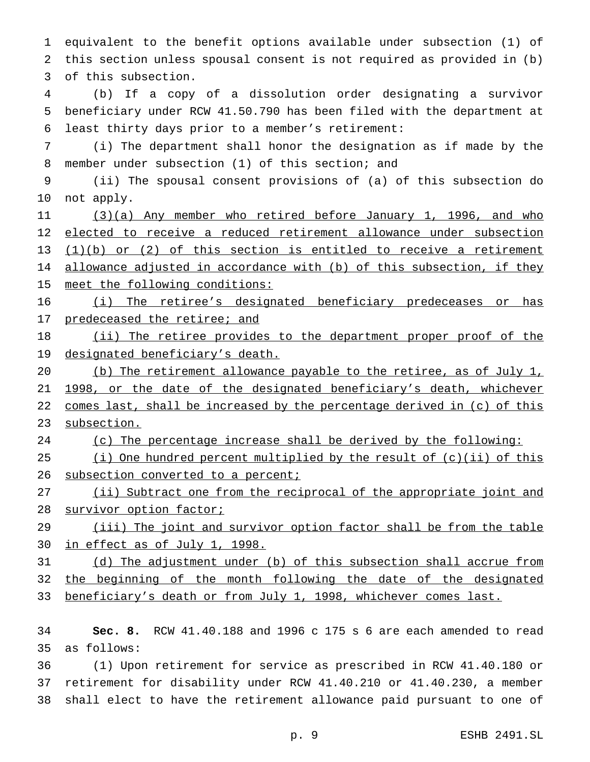equivalent to the benefit options available under subsection (1) of this section unless spousal consent is not required as provided in (b) of this subsection.

(b) If a copy of a dissolution order designating a survivor beneficiary under RCW 41.50.790 has been filed with the department at least thirty days prior to a member's retirement:

(i) The department shall honor the designation as if made by the member under subsection (1) of this section; and

(ii) The spousal consent provisions of (a) of this subsection do not apply.

<u>(3)(a) Any member who retired before January 1, 1996, and who elected to receive a reduced retirement allowance under subsection (1)(b) or (2) of this section is entitled to receive a retirement allowance adjusted in accordance with (b) of this subsection, if they meet the following conditions:</u>

<u>(i) The retiree's designated beneficiary predeceases or has predeceased the retiree; and</u>

<u>(ii) The retiree provides to the department proper proof of the designated beneficiary's death.</u>

<u>(b) The retirement allowance payable to the retiree, as of July 1, 1998, or the date of the designated beneficiary's death, whichever comes last, shall be increased by the percentage derived in (c) of this subsection.</u>

<u>(c) The percentage increase shall be derived by the following:</u>

<u>(i) One hundred percent multiplied by the result of (c)(ii) of this subsection converted to a percent;</u>

<u>(ii) Subtract one from the reciprocal of the appropriate joint and survivor option factor;</u>

<u>(iii) The joint and survivor option factor shall be from the table in effect as of July 1, 1998.</u>

<u>(d) The adjustment under (b) of this subsection shall accrue from the beginning of the month following the date of the designated beneficiary's death or from July 1, 1998, whichever comes last.</u>

**Sec. 8.** RCW 41.40.188 and 1996 c 175 s 6 are each amended to read as follows:

(1) Upon retirement for service as prescribed in RCW 41.40.180 or retirement for disability under RCW 41.40.210 or 41.40.230, a member shall elect to have the retirement allowance paid pursuant to one of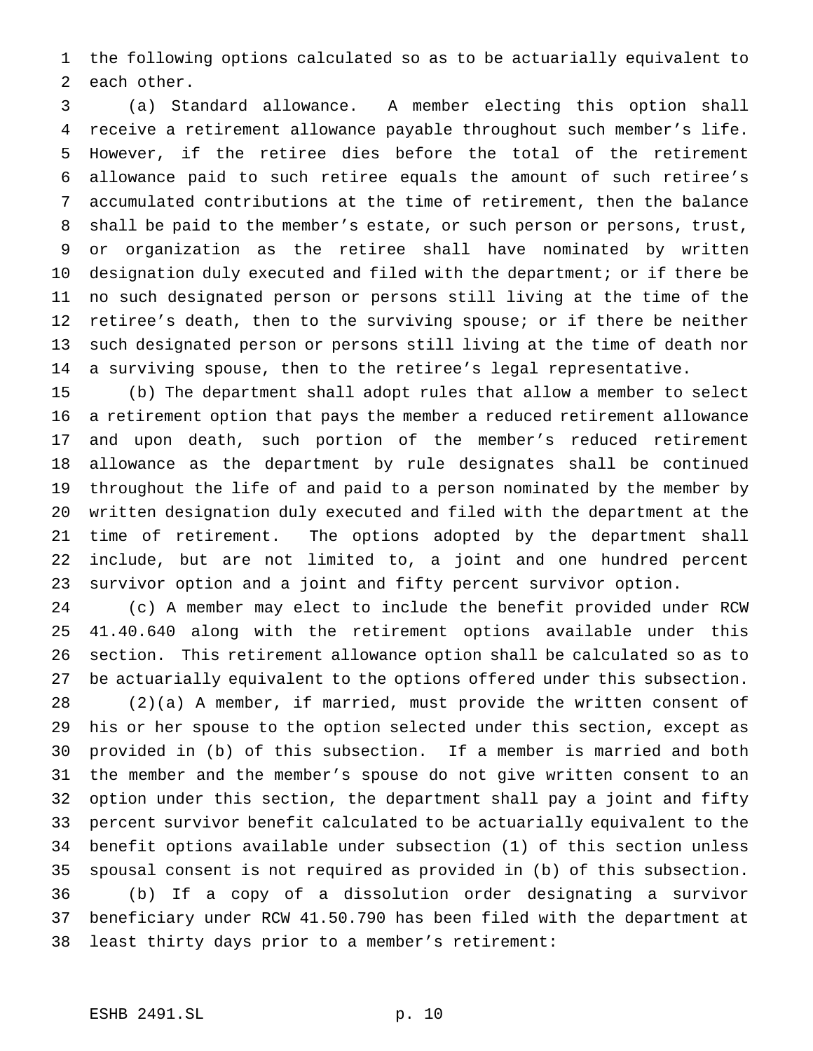the following options calculated so as to be actuarially equivalent to each other.

(a) Standard allowance. A member electing this option shall receive a retirement allowance payable throughout such member's life. However, if the retiree dies before the total of the retirement allowance paid to such retiree equals the amount of such retiree's accumulated contributions at the time of retirement, then the balance shall be paid to the member's estate, or such person or persons, trust, or organization as the retiree shall have nominated by written designation duly executed and filed with the department; or if there be no such designated person or persons still living at the time of the retiree's death, then to the surviving spouse; or if there be neither such designated person or persons still living at the time of death nor a surviving spouse, then to the retiree's legal representative.

(b) The department shall adopt rules that allow a member to select a retirement option that pays the member a reduced retirement allowance and upon death, such portion of the member's reduced retirement allowance as the department by rule designates shall be continued throughout the life of and paid to a person nominated by the member by written designation duly executed and filed with the department at the time of retirement. The options adopted by the department shall include, but are not limited to, a joint and one hundred percent survivor option and a joint and fifty percent survivor option.

(c) A member may elect to include the benefit provided under RCW 41.40.640 along with the retirement options available under this section. This retirement allowance option shall be calculated so as to be actuarially equivalent to the options offered under this subsection.

(2)(a) A member, if married, must provide the written consent of his or her spouse to the option selected under this section, except as provided in (b) of this subsection. If a member is married and both the member and the member's spouse do not give written consent to an option under this section, the department shall pay a joint and fifty percent survivor benefit calculated to be actuarially equivalent to the benefit options available under subsection (1) of this section unless spousal consent is not required as provided in (b) of this subsection.

(b) If a copy of a dissolution order designating a survivor beneficiary under RCW 41.50.790 has been filed with the department at least thirty days prior to a member's retirement: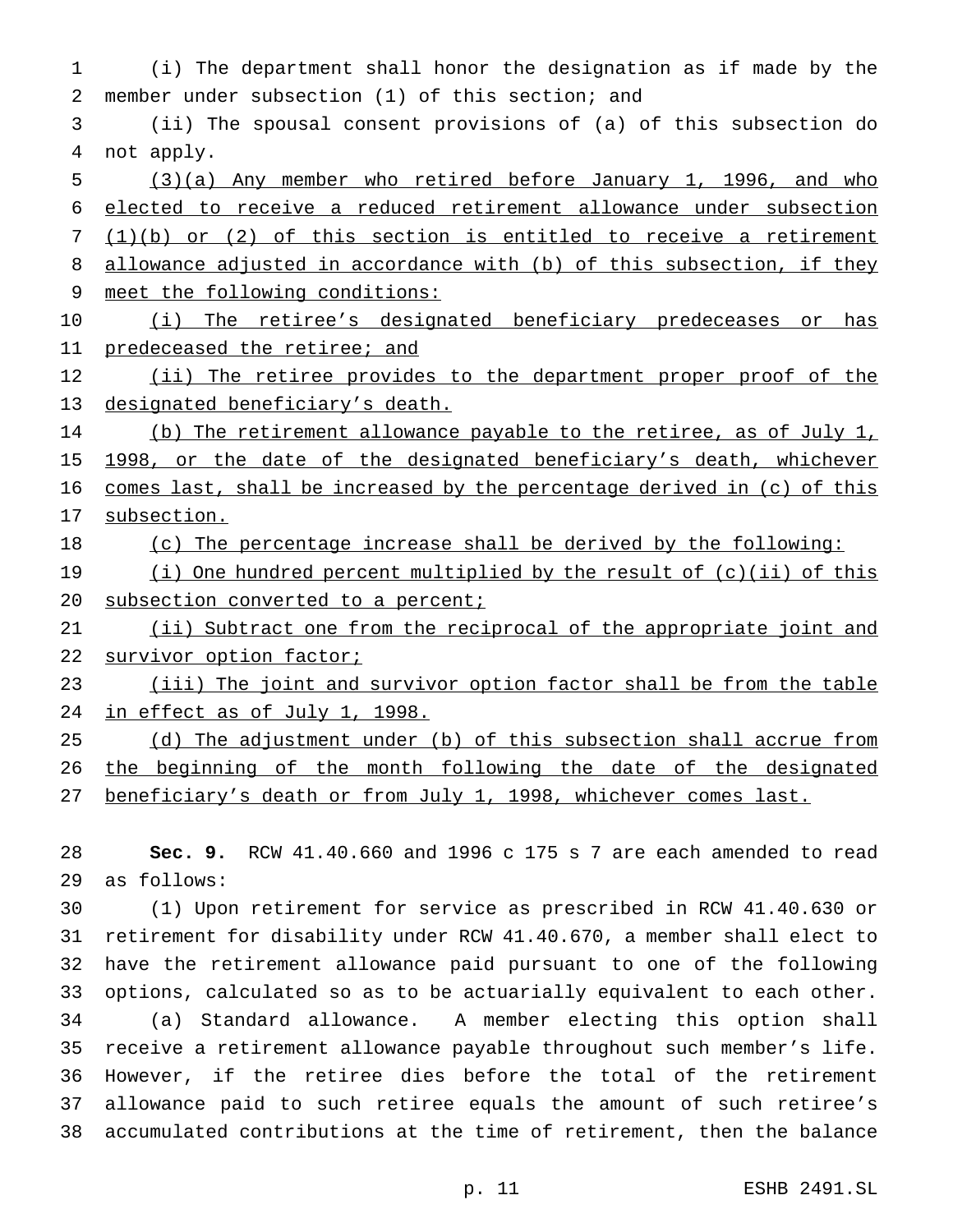(i) The department shall honor the designation as if made by the member under subsection (1) of this section; and

(ii) The spousal consent provisions of (a) of this subsection do not apply.

(3)(a) Any member who retired before January 1, 1996, and who elected to receive a reduced retirement allowance under subsection (1)(b) or (2) of this section is entitled to receive a retirement allowance adjusted in accordance with (b) of this subsection, if they meet the following conditions:

(i) The retiree's designated beneficiary predeceases or has predeceased the retiree; and

(ii) The retiree provides to the department proper proof of the designated beneficiary's death.

(b) The retirement allowance payable to the retiree, as of July 1, 1998, or the date of the designated beneficiary's death, whichever comes last, shall be increased by the percentage derived in (c) of this subsection.

(c) The percentage increase shall be derived by the following:

(i) One hundred percent multiplied by the result of (c)(ii) of this subsection converted to a percent;

(ii) Subtract one from the reciprocal of the appropriate joint and survivor option factor;

(iii) The joint and survivor option factor shall be from the table in effect as of July 1, 1998.

(d) The adjustment under (b) of this subsection shall accrue from the beginning of the month following the date of the designated beneficiary's death or from July 1, 1998, whichever comes last.

**Sec. 9.** RCW 41.40.660 and 1996 c 175 s 7 are each amended to read as follows:

(1) Upon retirement for service as prescribed in RCW 41.40.630 or retirement for disability under RCW 41.40.670, a member shall elect to have the retirement allowance paid pursuant to one of the following options, calculated so as to be actuarially equivalent to each other.

(a) Standard allowance. A member electing this option shall receive a retirement allowance payable throughout such member's life. However, if the retiree dies before the total of the retirement allowance paid to such retiree equals the amount of such retiree's accumulated contributions at the time of retirement, then the balance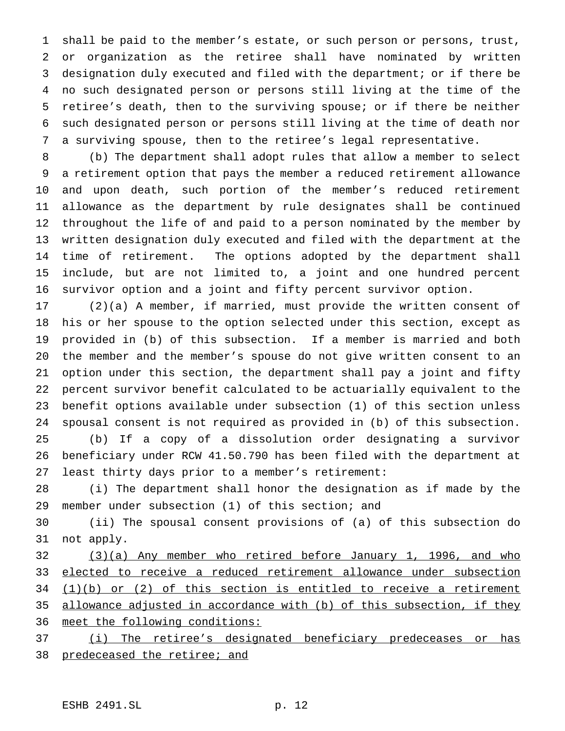shall be paid to the member's estate, or such person or persons, trust, or organization as the retiree shall have nominated by written designation duly executed and filed with the department; or if there be no such designated person or persons still living at the time of the retiree's death, then to the surviving spouse; or if there be neither such designated person or persons still living at the time of death nor a surviving spouse, then to the retiree's legal representative.

(b) The department shall adopt rules that allow a member to select a retirement option that pays the member a reduced retirement allowance and upon death, such portion of the member's reduced retirement allowance as the department by rule designates shall be continued throughout the life of and paid to a person nominated by the member by written designation duly executed and filed with the department at the time of retirement. The options adopted by the department shall include, but are not limited to, a joint and one hundred percent survivor option and a joint and fifty percent survivor option.

(2)(a) A member, if married, must provide the written consent of his or her spouse to the option selected under this section, except as provided in (b) of this subsection. If a member is married and both the member and the member's spouse do not give written consent to an option under this section, the department shall pay a joint and fifty percent survivor benefit calculated to be actuarially equivalent to the benefit options available under subsection (1) of this section unless spousal consent is not required as provided in (b) of this subsection.

(b) If a copy of a dissolution order designating a survivor beneficiary under RCW 41.50.790 has been filed with the department at least thirty days prior to a member's retirement:

(i) The department shall honor the designation as if made by the member under subsection (1) of this section; and

(ii) The spousal consent provisions of (a) of this subsection do not apply.

<u>(3)(a) Any member who retired before January 1, 1996, and who elected to receive a reduced retirement allowance under subsection (1)(b) or (2) of this section is entitled to receive a retirement allowance adjusted in accordance with (b) of this subsection, if they meet the following conditions:</u>

<u>(i) The retiree's designated beneficiary predeceases or has predeceased the retiree; and</u>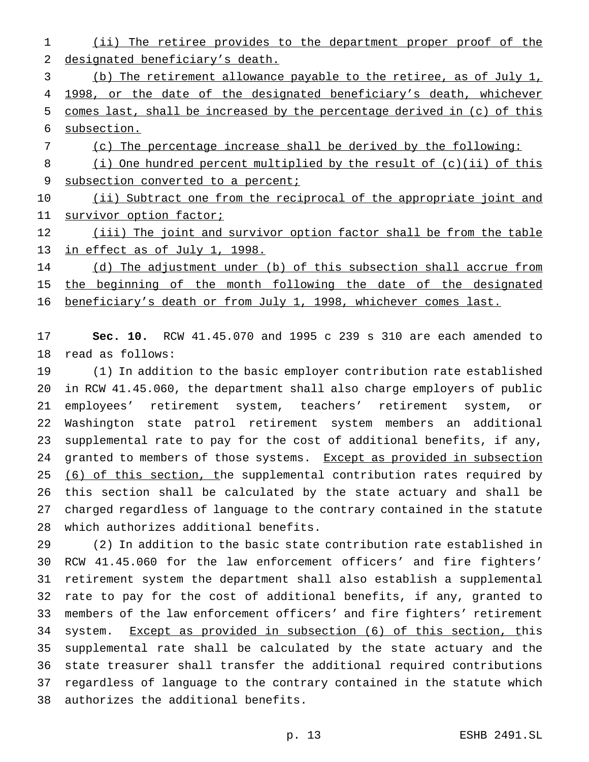(ii) The retiree provides to the department proper proof of the designated beneficiary's death.

(b) The retirement allowance payable to the retiree, as of July 1, 1998, or the date of the designated beneficiary's death, whichever comes last, shall be increased by the percentage derived in (c) of this subsection.

(c) The percentage increase shall be derived by the following:

(i) One hundred percent multiplied by the result of (c)(ii) of this subsection converted to a percent;

(ii) Subtract one from the reciprocal of the appropriate joint and survivor option factor;

(iii) The joint and survivor option factor shall be from the table in effect as of July 1, 1998.

(d) The adjustment under (b) of this subsection shall accrue from the beginning of the month following the date of the designated beneficiary's death or from July 1, 1998, whichever comes last.

**Sec. 10.** RCW 41.45.070 and 1995 c 239 s 310 are each amended to read as follows:

(1) In addition to the basic employer contribution rate established in RCW 41.45.060, the department shall also charge employers of public employees' retirement system, teachers' retirement system, or Washington state patrol retirement system members an additional supplemental rate to pay for the cost of additional benefits, if any, granted to members of those systems. Except as provided in subsection (6) of this section, the supplemental contribution rates required by this section shall be calculated by the state actuary and shall be charged regardless of language to the contrary contained in the statute which authorizes additional benefits.

(2) In addition to the basic state contribution rate established in RCW 41.45.060 for the law enforcement officers' and fire fighters' retirement system the department shall also establish a supplemental rate to pay for the cost of additional benefits, if any, granted to members of the law enforcement officers' and fire fighters' retirement system. Except as provided in subsection (6) of this section, this supplemental rate shall be calculated by the state actuary and the state treasurer shall transfer the additional required contributions regardless of language to the contrary contained in the statute which authorizes the additional benefits.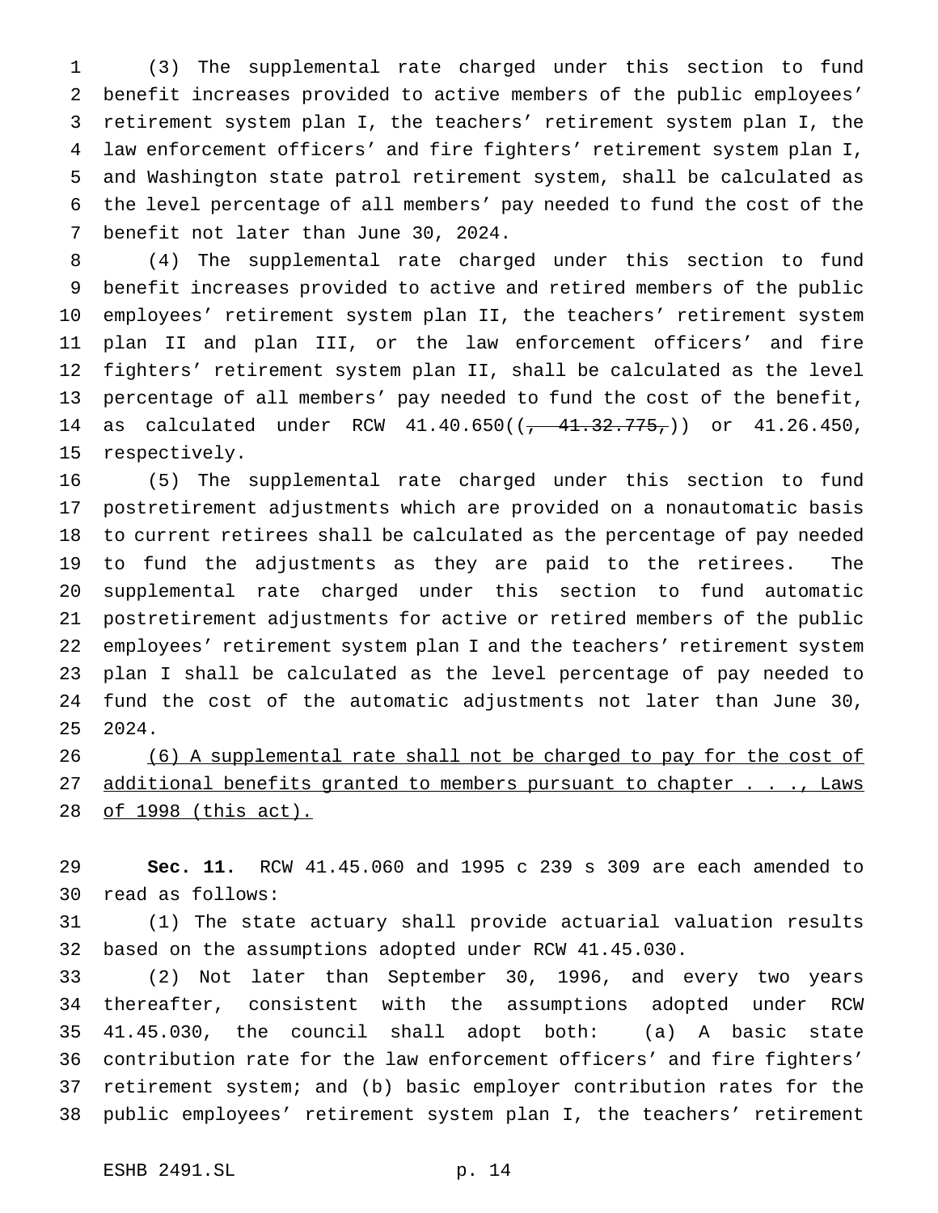(3) The supplemental rate charged under this section to fund benefit increases provided to active members of the public employees' retirement system plan I, the teachers' retirement system plan I, the law enforcement officers' and fire fighters' retirement system plan I, and Washington state patrol retirement system, shall be calculated as the level percentage of all members' pay needed to fund the cost of the benefit not later than June 30, 2024.

(4) The supplemental rate charged under this section to fund benefit increases provided to active and retired members of the public employees' retirement system plan II, the teachers' retirement system plan II and plan III, or the law enforcement officers' and fire fighters' retirement system plan II, shall be calculated as the level percentage of all members' pay needed to fund the cost of the benefit, as calculated under RCW 41.40.650((~~, 41.32.775,~~)) or 41.26.450, respectively.

(5) The supplemental rate charged under this section to fund postretirement adjustments which are provided on a nonautomatic basis to current retirees shall be calculated as the percentage of pay needed to fund the adjustments as they are paid to the retirees. The supplemental rate charged under this section to fund automatic postretirement adjustments for active or retired members of the public employees' retirement system plan I and the teachers' retirement system plan I shall be calculated as the level percentage of pay needed to fund the cost of the automatic adjustments not later than June 30, 2024.

<u>(6) A supplemental rate shall not be charged to pay for the cost of additional benefits granted to members pursuant to chapter . . ., Laws of 1998 (this act).</u>

**Sec. 11.** RCW 41.45.060 and 1995 c 239 s 309 are each amended to read as follows:

(1) The state actuary shall provide actuarial valuation results based on the assumptions adopted under RCW 41.45.030.

(2) Not later than September 30, 1996, and every two years thereafter, consistent with the assumptions adopted under RCW 41.45.030, the council shall adopt both: (a) A basic state contribution rate for the law enforcement officers' and fire fighters' retirement system; and (b) basic employer contribution rates for the public employees' retirement system plan I, the teachers' retirement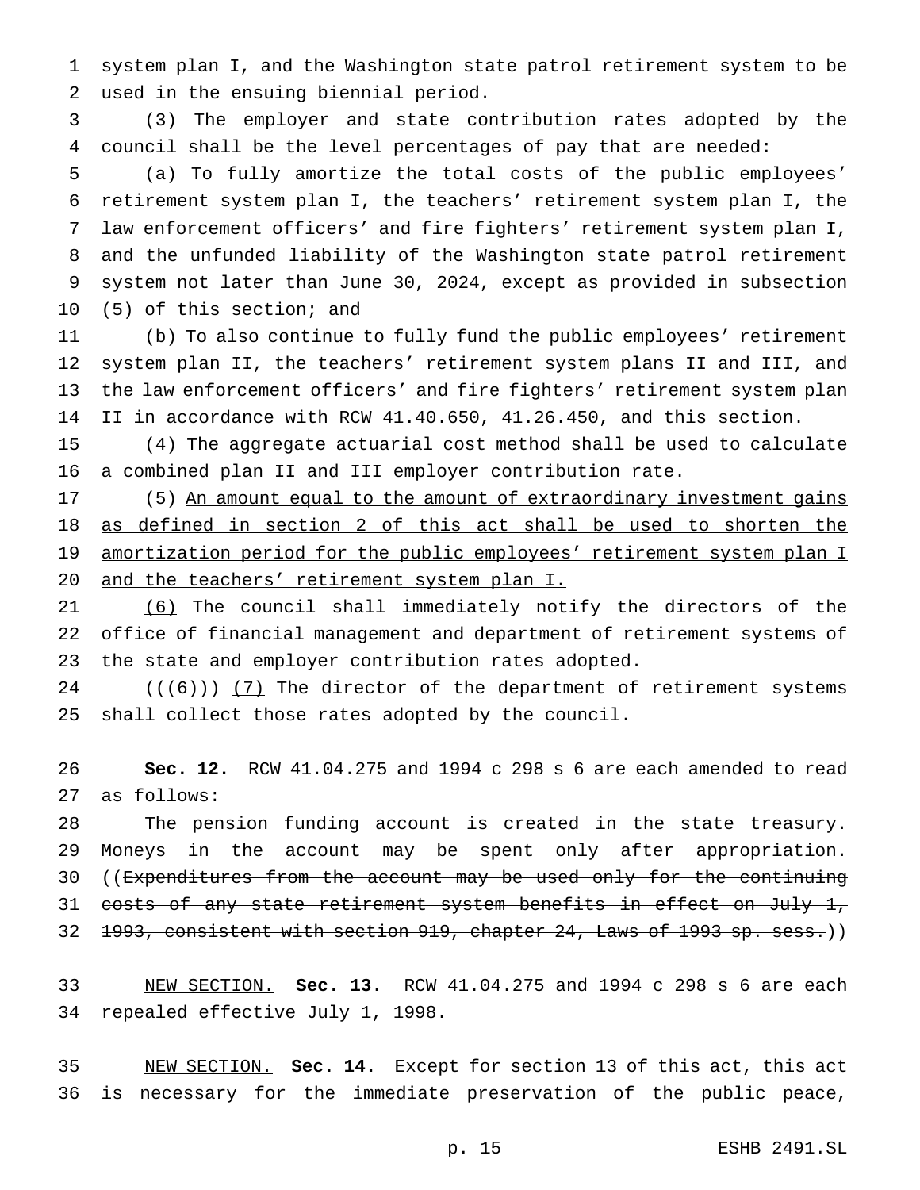system plan I, and the Washington state patrol retirement system to be used in the ensuing biennial period.

(3) The employer and state contribution rates adopted by the council shall be the level percentages of pay that are needed:

(a) To fully amortize the total costs of the public employees' retirement system plan I, the teachers' retirement system plan I, the law enforcement officers' and fire fighters' retirement system plan I, and the unfunded liability of the Washington state patrol retirement system not later than June 30, 2024, except as provided in subsection (5) of this section; and

(b) To also continue to fully fund the public employees' retirement system plan II, the teachers' retirement system plans II and III, and the law enforcement officers' and fire fighters' retirement system plan II in accordance with RCW 41.40.650, 41.26.450, and this section.

(4) The aggregate actuarial cost method shall be used to calculate a combined plan II and III employer contribution rate.

(5) An amount equal to the amount of extraordinary investment gains as defined in section 2 of this act shall be used to shorten the amortization period for the public employees' retirement system plan I and the teachers' retirement system plan I.

(6) The council shall immediately notify the directors of the office of financial management and department of retirement systems of the state and employer contribution rates adopted.

(((6))) (7) The director of the department of retirement systems shall collect those rates adopted by the council.

**Sec. 12.** RCW 41.04.275 and 1994 c 298 s 6 are each amended to read as follows:

The pension funding account is created in the state treasury. Moneys in the account may be spent only after appropriation. ((~~Expenditures from the account may be used only for the continuing costs of any state retirement system benefits in effect on July 1, 1993, consistent with section 919, chapter 24, Laws of 1993 sp. sess.~~))

NEW SECTION. **Sec. 13.** RCW 41.04.275 and 1994 c 298 s 6 are each repealed effective July 1, 1998.

NEW SECTION. **Sec. 14.** Except for section 13 of this act, this act is necessary for the immediate preservation of the public peace,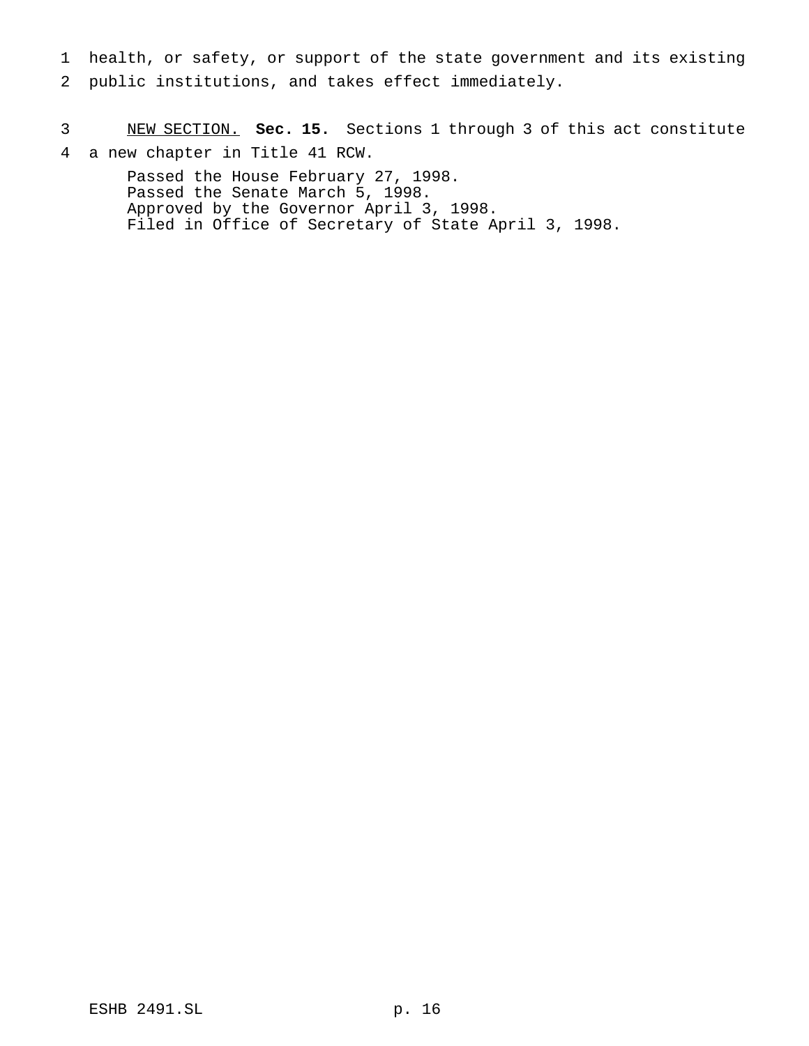health, or safety, or support of the state government and its existing public institutions, and takes effect immediately.

NEW SECTION. **Sec. 15.** Sections 1 through 3 of this act constitute a new chapter in Title 41 RCW.

Passed the House February 27, 1998.
Passed the Senate March 5, 1998.
Approved by the Governor April 3, 1998.
Filed in Office of Secretary of State April 3, 1998.